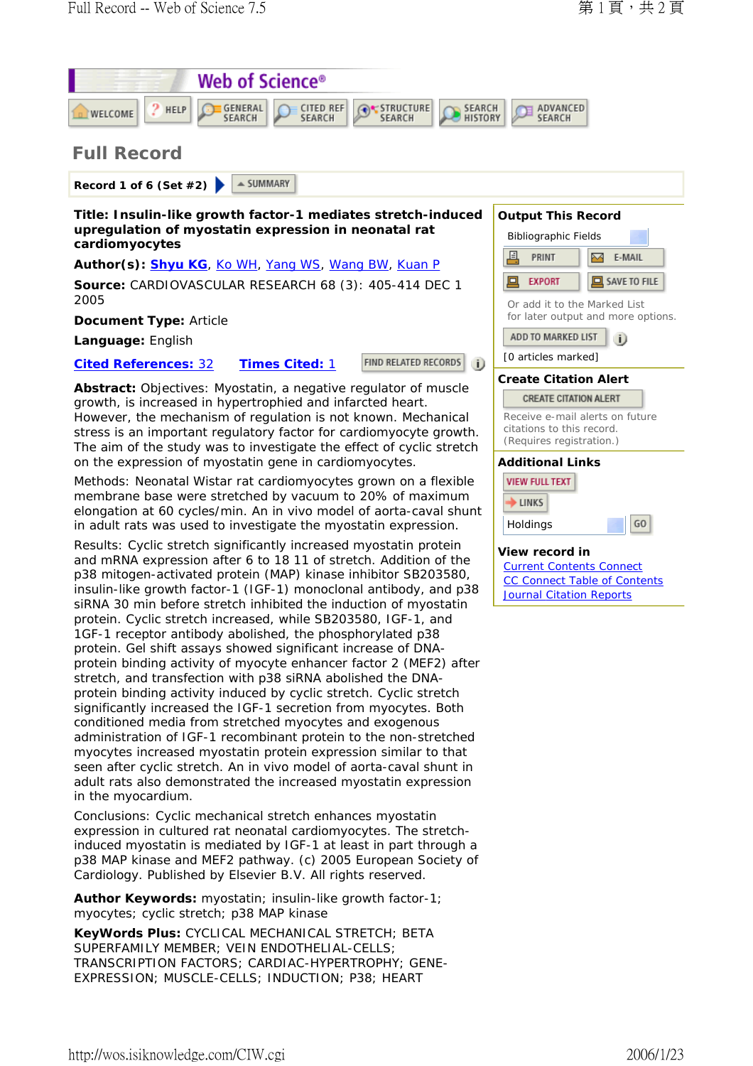# Web of Science®

WELCOME | HELP | GENERAL SEARCH | CITED REF SEARCH | STRUCTURE SEARCH | SEARCH HISTORY | ADVANCED SEARCH

## Full Record

**Record 1 of 6 (Set #2)** SUMMARY

**Title: Insulin-like growth factor-1 mediates stretch-induced upregulation of myostatin expression in neonatal rat cardiomyocytes**

**Author(s):** Shyu KG, Ko WH, Yang WS, Wang BW, Kuan P

**Source:** CARDIOVASCULAR RESEARCH 68 (3): 405-414 DEC 1 2005

**Document Type:** Article

**Language:** English

**Cited References:** 32 **Times Cited:** 1 FIND RELATED RECORDS

**Abstract:** Objectives: Myostatin, a negative regulator of muscle growth, is increased in hypertrophied and infarcted heart. However, the mechanism of regulation is not known. Mechanical stress is an important regulatory factor for cardiomyocyte growth. The aim of the study was to investigate the effect of cyclic stretch on the expression of myostatin gene in cardiomyocytes.

Methods: Neonatal Wistar rat cardiomyocytes grown on a flexible membrane base were stretched by vacuum to 20% of maximum elongation at 60 cycles/min. An in vivo model of aorta-caval shunt in adult rats was used to investigate the myostatin expression.

Results: Cyclic stretch significantly increased myostatin protein and mRNA expression after 6 to 18 11 of stretch. Addition of the p38 mitogen-activated protein (MAP) kinase inhibitor SB203580, insulin-like growth factor-1 (IGF-1) monoclonal antibody, and p38 siRNA 30 min before stretch inhibited the induction of myostatin protein. Cyclic stretch increased, while SB203580, IGF-1, and 1GF-1 receptor antibody abolished, the phosphorylated p38 protein. Gel shift assays showed significant increase of DNA-protein binding activity of myocyte enhancer factor 2 (MEF2) after stretch, and transfection with p38 siRNA abolished the DNA-protein binding activity induced by cyclic stretch. Cyclic stretch significantly increased the IGF-1 secretion from myocytes. Both conditioned media from stretched myocytes and exogenous administration of IGF-1 recombinant protein to the non-stretched myocytes increased myostatin protein expression similar to that seen after cyclic stretch. An in vivo model of aorta-caval shunt in adult rats also demonstrated the increased myostatin expression in the myocardium.

Conclusions: Cyclic mechanical stretch enhances myostatin expression in cultured rat neonatal cardiomyocytes. The stretch-induced myostatin is mediated by IGF-1 at least in part through a p38 MAP kinase and MEF2 pathway. (c) 2005 European Society of Cardiology. Published by Elsevier B.V. All rights reserved.

**Author Keywords:** myostatin; insulin-like growth factor-1; myocytes; cyclic stretch; p38 MAP kinase

**KeyWords Plus:** CYCLICAL MECHANICAL STRETCH; BETA SUPERFAMILY MEMBER; VEIN ENDOTHELIAL-CELLS; TRANSCRIPTION FACTORS; CARDIAC-HYPERTROPHY; GENE-EXPRESSION; MUSCLE-CELLS; INDUCTION; P38; HEART

### Output This Record

Bibliographic Fields

PRINT | E-MAIL | EXPORT | SAVE TO FILE

Or add it to the Marked List for later output and more options.

ADD TO MARKED LIST

[0 articles marked]

### Create Citation Alert

CREATE CITATION ALERT

Receive e-mail alerts on future citations to this record. (Requires registration.)

### Additional Links

VIEW FULL TEXT

LINKS

Holdings GO

### View record in

Current Contents Connect

CC Connect Table of Contents

Journal Citation Reports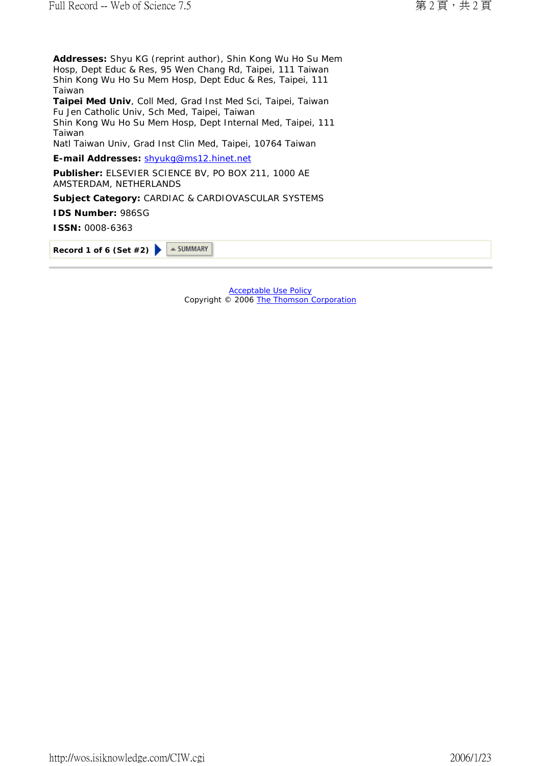**Addresses:** Shyu KG (reprint author), Shin Kong Wu Ho Su Mem Hosp, Dept Educ & Res, 95 Wen Chang Rd, Taipei, 111 Taiwan
Shin Kong Wu Ho Su Mem Hosp, Dept Educ & Res, Taipei, 111 Taiwan
**Taipei Med Univ**, Coll Med, Grad Inst Med Sci, Taipei, Taiwan
Fu Jen Catholic Univ, Sch Med, Taipei, Taiwan
Shin Kong Wu Ho Su Mem Hosp, Dept Internal Med, Taipei, 111 Taiwan
Natl Taiwan Univ, Grad Inst Clin Med, Taipei, 10764 Taiwan

**E-mail Addresses:** shyukg@ms12.hinet.net

**Publisher:** ELSEVIER SCIENCE BV, PO BOX 211, 1000 AE AMSTERDAM, NETHERLANDS

**Subject Category:** CARDIAC & CARDIOVASCULAR SYSTEMS

**IDS Number:** 986SG

**ISSN:** 0008-6363

**Record 1 of 6 (Set #2)** SUMMARY

Acceptable Use Policy
Copyright © 2006 The Thomson Corporation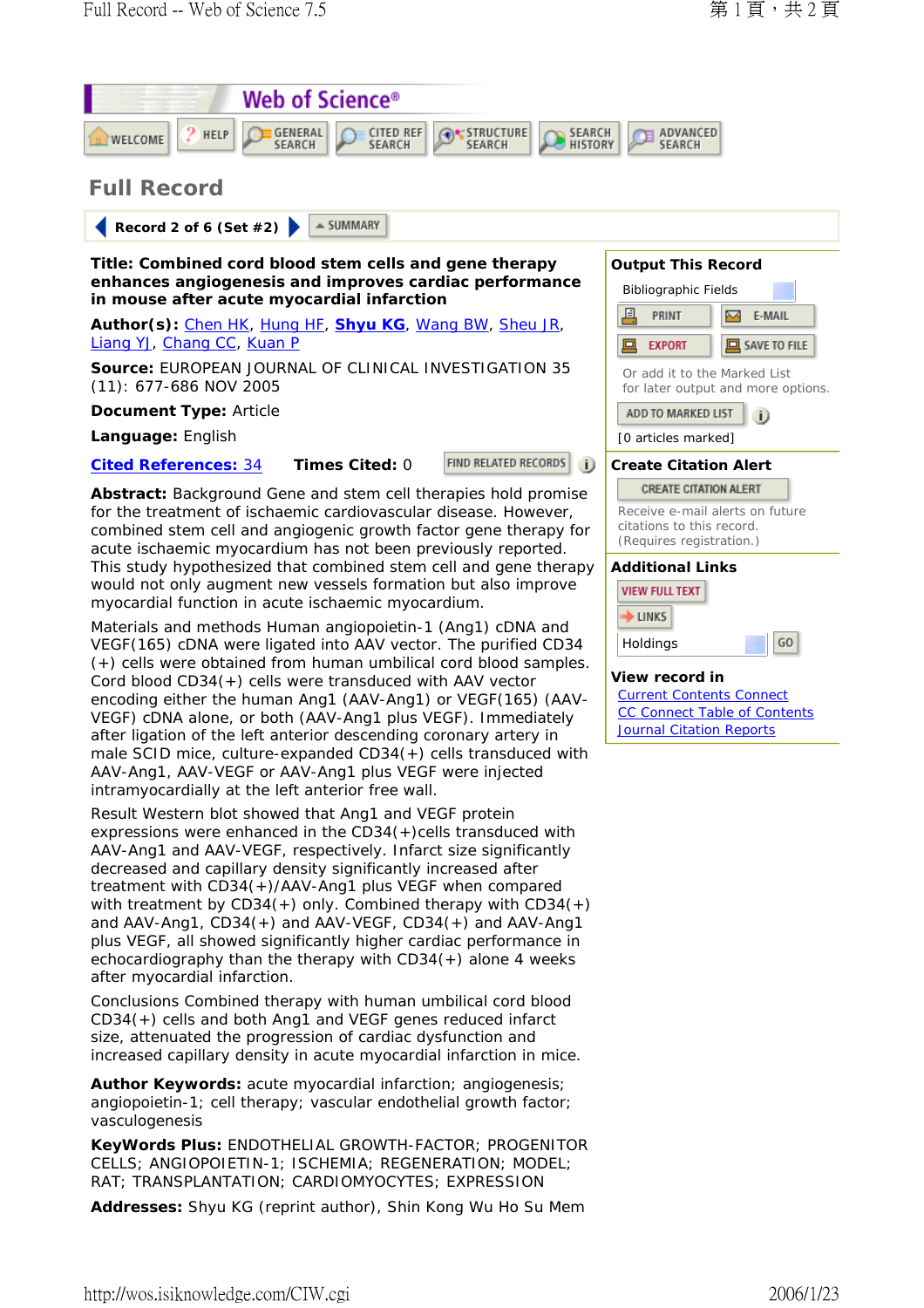# Web of Science®

WELCOME | HELP | GENERAL SEARCH | CITED REF SEARCH | STRUCTURE SEARCH | SEARCH HISTORY | ADVANCED SEARCH

## Full Record

Record 2 of 6 (Set #2) SUMMARY

**Title: Combined cord blood stem cells and gene therapy enhances angiogenesis and improves cardiac performance in mouse after acute myocardial infarction**

**Author(s):** Chen HK, Hung HF, **Shyu KG**, Wang BW, Sheu JR, Liang YJ, Chang CC, Kuan P

**Source:** EUROPEAN JOURNAL OF CLINICAL INVESTIGATION 35 (11): 677-686 NOV 2005

**Document Type:** Article

**Language:** English

**Cited References:** 34 **Times Cited:** 0 FIND RELATED RECORDS

**Abstract:** Background Gene and stem cell therapies hold promise for the treatment of ischaemic cardiovascular disease. However, combined stem cell and angiogenic growth factor gene therapy for acute ischaemic myocardium has not been previously reported. This study hypothesized that combined stem cell and gene therapy would not only augment new vessels formation but also improve myocardial function in acute ischaemic myocardium.

Materials and methods Human angiopoietin-1 (Ang1) cDNA and VEGF(165) cDNA were ligated into AAV vector. The purified CD34 (+) cells were obtained from human umbilical cord blood samples. Cord blood CD34(+) cells were transduced with AAV vector encoding either the human Ang1 (AAV-Ang1) or VEGF(165) (AAV-VEGF) cDNA alone, or both (AAV-Ang1 plus VEGF). Immediately after ligation of the left anterior descending coronary artery in male SCID mice, culture-expanded CD34(+) cells transduced with AAV-Ang1, AAV-VEGF or AAV-Ang1 plus VEGF were injected intramyocardially at the left anterior free wall.

Result Western blot showed that Ang1 and VEGF protein expressions were enhanced in the CD34(+)cells transduced with AAV-Ang1 and AAV-VEGF, respectively. Infarct size significantly decreased and capillary density significantly increased after treatment with CD34(+)/AAV-Ang1 plus VEGF when compared with treatment by CD34(+) only. Combined therapy with CD34(+) and AAV-Ang1, CD34(+) and AAV-VEGF, CD34(+) and AAV-Ang1 plus VEGF, all showed significantly higher cardiac performance in echocardiography than the therapy with CD34(+) alone 4 weeks after myocardial infarction.

Conclusions Combined therapy with human umbilical cord blood CD34(+) cells and both Ang1 and VEGF genes reduced infarct size, attenuated the progression of cardiac dysfunction and increased capillary density in acute myocardial infarction in mice.

**Author Keywords:** acute myocardial infarction; angiogenesis; angiopoietin-1; cell therapy; vascular endothelial growth factor; vasculogenesis

**KeyWords Plus:** ENDOTHELIAL GROWTH-FACTOR; PROGENITOR CELLS; ANGIOPOIETIN-1; ISCHEMIA; REGENERATION; MODEL; RAT; TRANSPLANTATION; CARDIOMYOCYTES; EXPRESSION

**Addresses:** Shyu KG (reprint author), Shin Kong Wu Ho Su Mem

### Output This Record

Bibliographic Fields

PRINT | E-MAIL | EXPORT | SAVE TO FILE

Or add it to the Marked List for later output and more options.

ADD TO MARKED LIST

[0 articles marked]

### Create Citation Alert

CREATE CITATION ALERT

Receive e-mail alerts on future citations to this record. (Requires registration.)

### Additional Links

VIEW FULL TEXT

LINKS

Holdings GO

### View record in

Current Contents Connect

CC Connect Table of Contents

Journal Citation Reports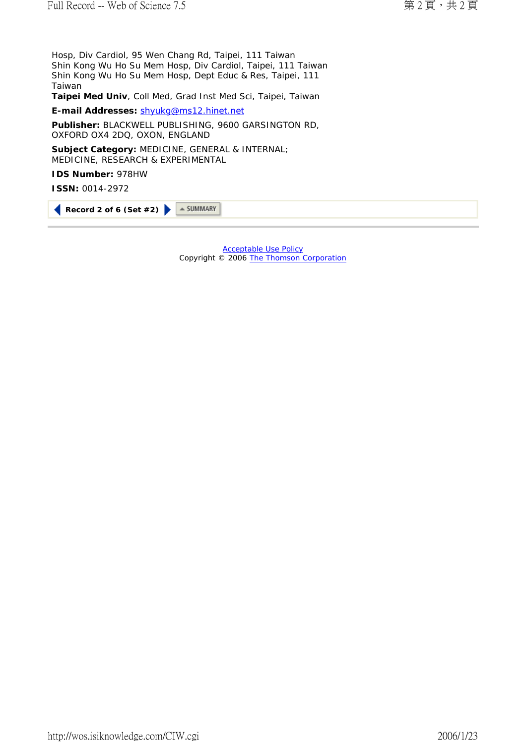Hosp, Div Cardiol, 95 Wen Chang Rd, Taipei, 111 Taiwan
Shin Kong Wu Ho Su Mem Hosp, Div Cardiol, Taipei, 111 Taiwan
Shin Kong Wu Ho Su Mem Hosp, Dept Educ & Res, Taipei, 111 Taiwan
**Taipei Med Univ**, Coll Med, Grad Inst Med Sci, Taipei, Taiwan

**E-mail Addresses:** shyukg@ms12.hinet.net

**Publisher:** BLACKWELL PUBLISHING, 9600 GARSINGTON RD, OXFORD OX4 2DQ, OXON, ENGLAND

**Subject Category:** MEDICINE, GENERAL & INTERNAL; MEDICINE, RESEARCH & EXPERIMENTAL

**IDS Number:** 978HW

**ISSN:** 0014-2972

**Record 2 of 6 (Set #2)** SUMMARY

---

Acceptable Use Policy
Copyright © 2006 The Thomson Corporation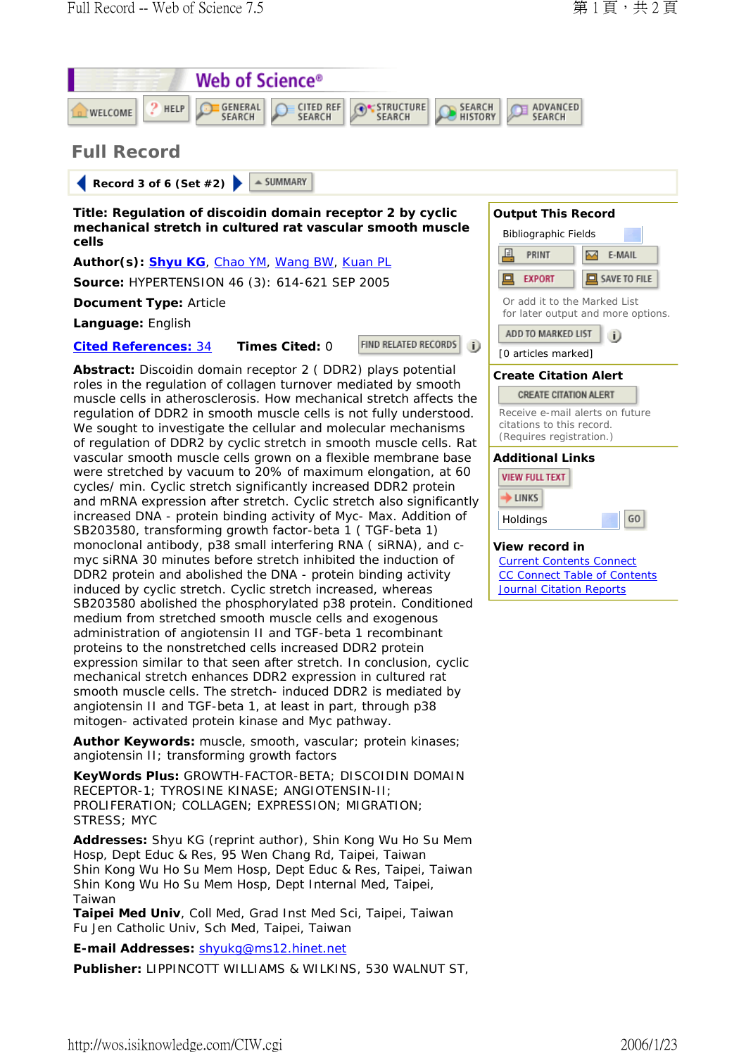# Web of Science®

WELCOME | HELP | GENERAL SEARCH | CITED REF SEARCH | STRUCTURE SEARCH | SEARCH HISTORY | ADVANCED SEARCH

## Full Record

Record 3 of 6 (Set #2) | SUMMARY

**Title: Regulation of discoidin domain receptor 2 by cyclic mechanical stretch in cultured rat vascular smooth muscle cells**

**Author(s):** **Shyu KG**, Chao YM, Wang BW, Kuan PL

**Source:** HYPERTENSION 46 (3): 614-621 SEP 2005

**Document Type:** Article

**Language:** English

**Cited References: 34** **Times Cited:** 0 FIND RELATED RECORDS

**Abstract:** Discoidin domain receptor 2 ( DDR2) plays potential roles in the regulation of collagen turnover mediated by smooth muscle cells in atherosclerosis. How mechanical stretch affects the regulation of DDR2 in smooth muscle cells is not fully understood. We sought to investigate the cellular and molecular mechanisms of regulation of DDR2 by cyclic stretch in smooth muscle cells. Rat vascular smooth muscle cells grown on a flexible membrane base were stretched by vacuum to 20% of maximum elongation, at 60 cycles/ min. Cyclic stretch significantly increased DDR2 protein and mRNA expression after stretch. Cyclic stretch also significantly increased DNA - protein binding activity of Myc- Max. Addition of SB203580, transforming growth factor-beta 1 ( TGF-beta 1) monoclonal antibody, p38 small interfering RNA ( siRNA), and c-myc siRNA 30 minutes before stretch inhibited the induction of DDR2 protein and abolished the DNA - protein binding activity induced by cyclic stretch. Cyclic stretch increased, whereas SB203580 abolished the phosphorylated p38 protein. Conditioned medium from stretched smooth muscle cells and exogenous administration of angiotensin II and TGF-beta 1 recombinant proteins to the nonstretched cells increased DDR2 protein expression similar to that seen after stretch. In conclusion, cyclic mechanical stretch enhances DDR2 expression in cultured rat smooth muscle cells. The stretch- induced DDR2 is mediated by angiotensin II and TGF-beta 1, at least in part, through p38 mitogen- activated protein kinase and Myc pathway.

**Author Keywords:** muscle, smooth, vascular; protein kinases; angiotensin II; transforming growth factors

**KeyWords Plus:** GROWTH-FACTOR-BETA; DISCOIDIN DOMAIN RECEPTOR-1; TYROSINE KINASE; ANGIOTENSIN-II; PROLIFERATION; COLLAGEN; EXPRESSION; MIGRATION; STRESS; MYC

**Addresses:** Shyu KG (reprint author), Shin Kong Wu Ho Su Mem Hosp, Dept Educ & Res, 95 Wen Chang Rd, Taipei, Taiwan
Shin Kong Wu Ho Su Mem Hosp, Dept Educ & Res, Taipei, Taiwan
Shin Kong Wu Ho Su Mem Hosp, Dept Internal Med, Taipei, Taiwan
**Taipei Med Univ**, Coll Med, Grad Inst Med Sci, Taipei, Taiwan
Fu Jen Catholic Univ, Sch Med, Taipei, Taiwan

**E-mail Addresses:** shyukg@ms12.hinet.net

**Publisher:** LIPPINCOTT WILLIAMS & WILKINS, 530 WALNUT ST,

### Output This Record

Bibliographic Fields

PRINT | E-MAIL | EXPORT | SAVE TO FILE

Or add it to the Marked List for later output and more options.

ADD TO MARKED LIST

[0 articles marked]

### Create Citation Alert

CREATE CITATION ALERT

Receive e-mail alerts on future citations to this record. (Requires registration.)

### Additional Links

VIEW FULL TEXT

LINKS

Holdings GO

### View record in

Current Contents Connect
CC Connect Table of Contents
Journal Citation Reports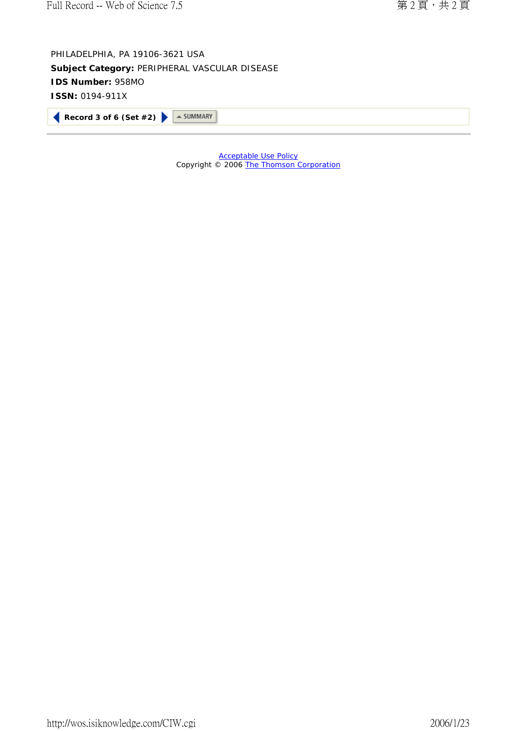PHILADELPHIA, PA 19106-3621 USA

**Subject Category:** PERIPHERAL VASCULAR DISEASE

**IDS Number:** 958MO

**ISSN:** 0194-911X

**Record 3 of 6 (Set #2)** SUMMARY

Acceptable Use Policy

Copyright © 2006 The Thomson Corporation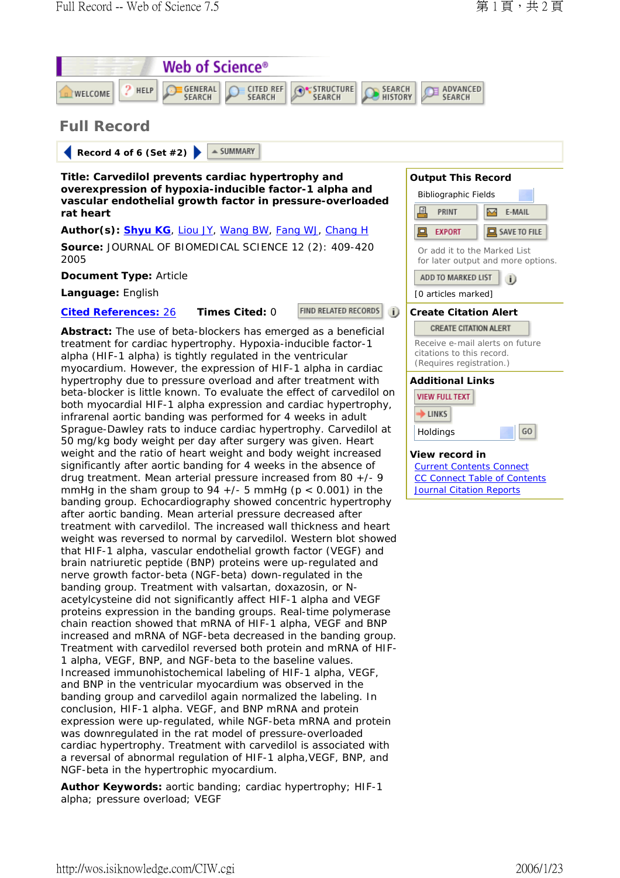# Web of Science®

WELCOME | HELP | GENERAL SEARCH | CITED REF SEARCH | STRUCTURE SEARCH | SEARCH HISTORY | ADVANCED SEARCH

## Full Record

Record 4 of 6 (Set #2) SUMMARY

**Title: Carvedilol prevents cardiac hypertrophy and overexpression of hypoxia-inducible factor-1 alpha and vascular endothelial growth factor in pressure-overloaded rat heart**

**Author(s):** **Shyu KG**, Liou JY, Wang BW, Fang WJ, Chang H

**Source:** JOURNAL OF BIOMEDICAL SCIENCE 12 (2): 409-420 2005

**Document Type:** Article

**Language:** English

**Cited References: 26** **Times Cited:** 0 FIND RELATED RECORDS

**Abstract:** The use of beta-blockers has emerged as a beneficial treatment for cardiac hypertrophy. Hypoxia-inducible factor-1 alpha (HIF-1 alpha) is tightly regulated in the ventricular myocardium. However, the expression of HIF-1 alpha in cardiac hypertrophy due to pressure overload and after treatment with beta-blocker is little known. To evaluate the effect of carvedilol on both myocardial HIF-1 alpha expression and cardiac hypertrophy, infrarenal aortic banding was performed for 4 weeks in adult Sprague-Dawley rats to induce cardiac hypertrophy. Carvedilol at 50 mg/kg body weight per day after surgery was given. Heart weight and the ratio of heart weight and body weight increased significantly after aortic banding for 4 weeks in the absence of drug treatment. Mean arterial pressure increased from 80 +/- 9 mmHg in the sham group to 94 +/- 5 mmHg (p < 0.001) in the banding group. Echocardiography showed concentric hypertrophy after aortic banding. Mean arterial pressure decreased after treatment with carvedilol. The increased wall thickness and heart weight was reversed to normal by carvedilol. Western blot showed that HIF-1 alpha, vascular endothelial growth factor (VEGF) and brain natriuretic peptide (BNP) proteins were up-regulated and nerve growth factor-beta (NGF-beta) down-regulated in the banding group. Treatment with valsartan, doxazosin, or N-acetylcysteine did not significantly affect HIF-1 alpha and VEGF proteins expression in the banding groups. Real-time polymerase chain reaction showed that mRNA of HIF-1 alpha, VEGF and BNP increased and mRNA of NGF-beta decreased in the banding group. Treatment with carvedilol reversed both protein and mRNA of HIF-1 alpha, VEGF, BNP, and NGF-beta to the baseline values. Increased immunohistochemical labeling of HIF-1 alpha, VEGF, and BNP in the ventricular myocardium was observed in the banding group and carvedilol again normalized the labeling. In conclusion, HIF-1 alpha. VEGF, and BNP mRNA and protein expression were up-regulated, while NGF-beta mRNA and protein was downregulated in the rat model of pressure-overloaded cardiac hypertrophy. Treatment with carvedilol is associated with a reversal of abnormal regulation of HIF-1 alpha,VEGF, BNP, and NGF-beta in the hypertrophic myocardium.

**Author Keywords:** aortic banding; cardiac hypertrophy; HIF-1 alpha; pressure overload; VEGF

**Output This Record**

Bibliographic Fields

PRINT | E-MAIL | EXPORT | SAVE TO FILE

Or add it to the Marked List for later output and more options.

ADD TO MARKED LIST

[0 articles marked]

**Create Citation Alert**

CREATE CITATION ALERT

Receive e-mail alerts on future citations to this record. (Requires registration.)

**Additional Links**

VIEW FULL TEXT

LINKS

Holdings GO

**View record in**

Current Contents Connect
CC Connect Table of Contents
Journal Citation Reports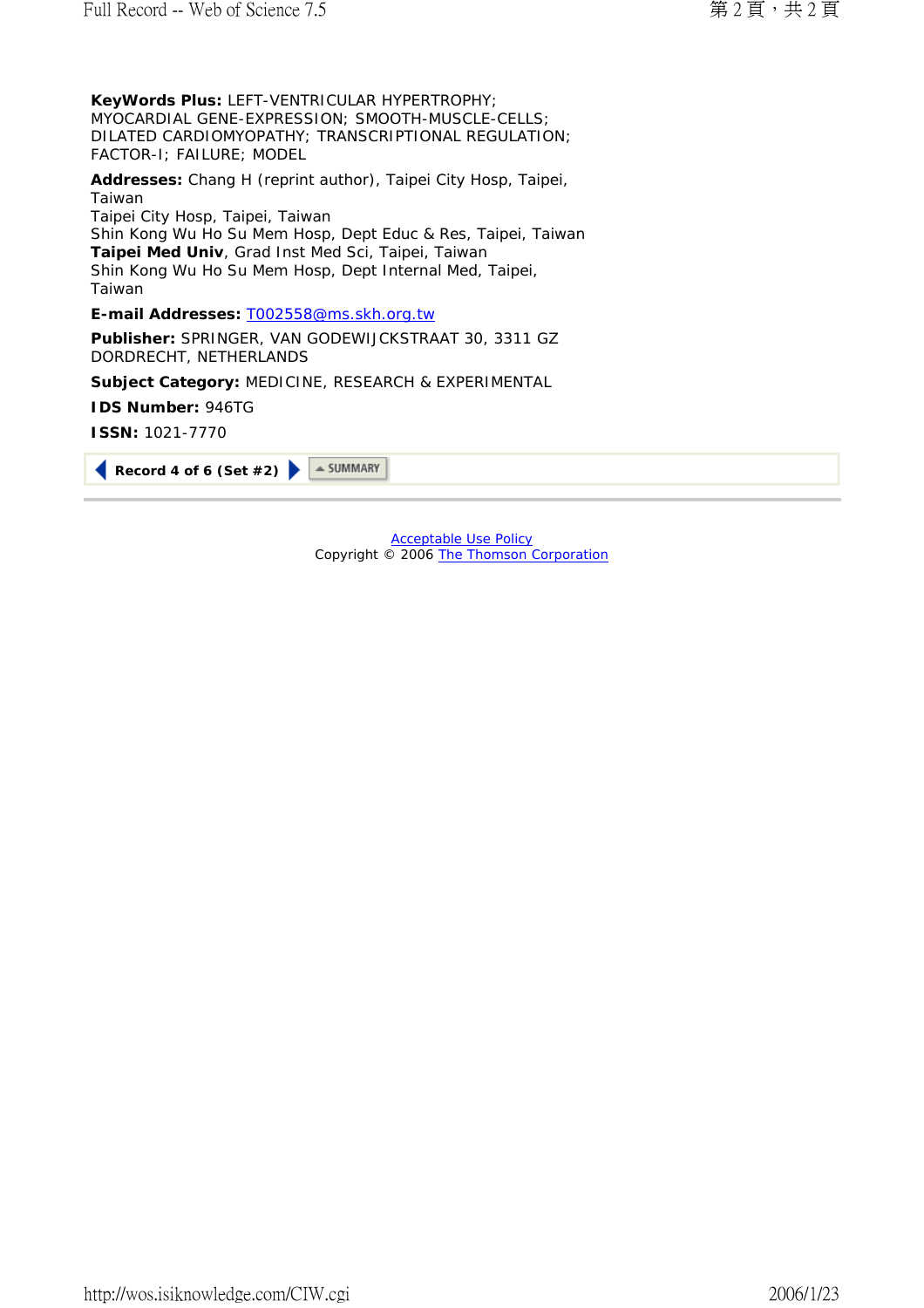**KeyWords Plus:** LEFT-VENTRICULAR HYPERTROPHY; MYOCARDIAL GENE-EXPRESSION; SMOOTH-MUSCLE-CELLS; DILATED CARDIOMYOPATHY; TRANSCRIPTIONAL REGULATION; FACTOR-I; FAILURE; MODEL

**Addresses:** Chang H (reprint author), Taipei City Hosp, Taipei, Taiwan
Taipei City Hosp, Taipei, Taiwan
Shin Kong Wu Ho Su Mem Hosp, Dept Educ & Res, Taipei, Taiwan
**Taipei Med Univ**, Grad Inst Med Sci, Taipei, Taiwan
Shin Kong Wu Ho Su Mem Hosp, Dept Internal Med, Taipei, Taiwan

**E-mail Addresses:** T002558@ms.skh.org.tw

**Publisher:** SPRINGER, VAN GODEWIJCKSTRAAT 30, 3311 GZ DORDRECHT, NETHERLANDS

**Subject Category:** MEDICINE, RESEARCH & EXPERIMENTAL

**IDS Number:** 946TG

**ISSN:** 1021-7770

**Record 4 of 6 (Set #2)** SUMMARY

Acceptable Use Policy
Copyright © 2006 The Thomson Corporation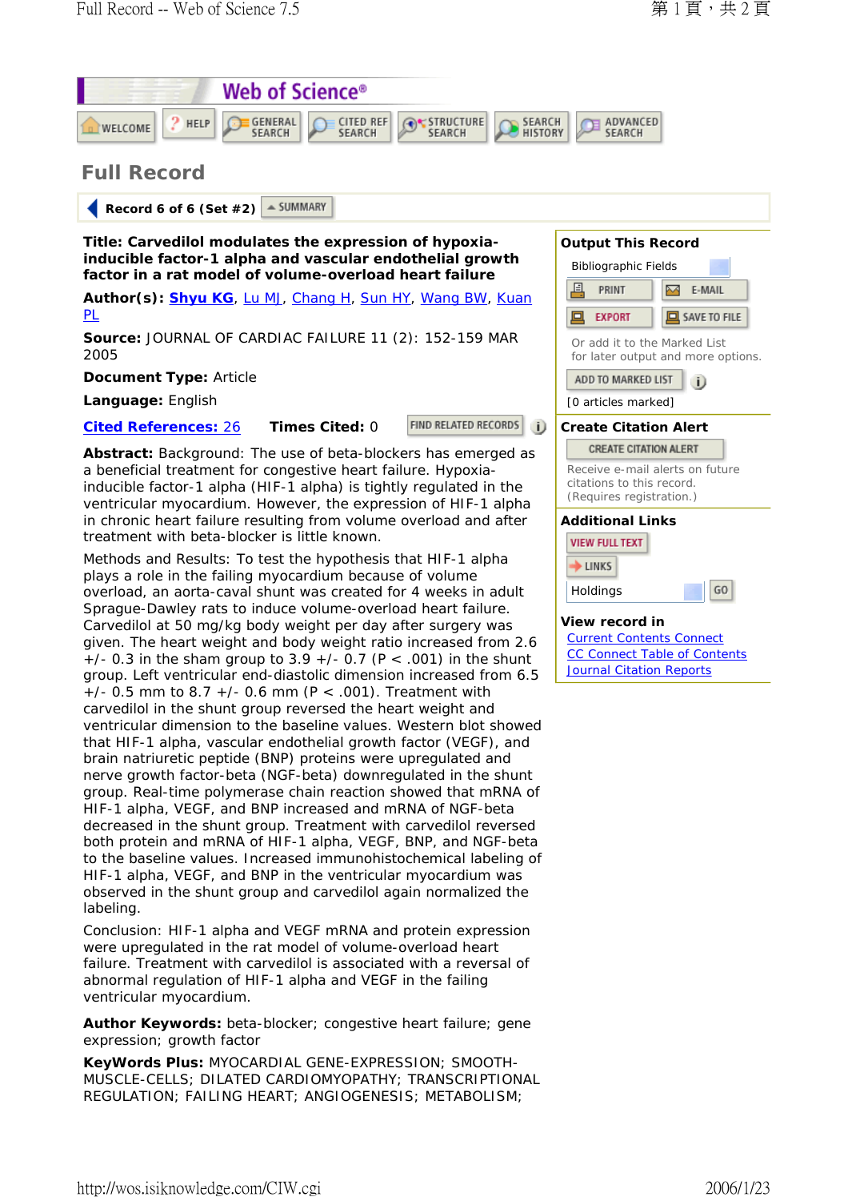# Web of Science®

WELCOME | HELP | GENERAL SEARCH | CITED REF SEARCH | STRUCTURE SEARCH | SEARCH HISTORY | ADVANCED SEARCH

## Full Record

Record 6 of 6 (Set #2) SUMMARY

**Title: Carvedilol modulates the expression of hypoxia-inducible factor-1 alpha and vascular endothelial growth factor in a rat model of volume-overload heart failure**

**Author(s):** Shyu KG, Lu MJ, Chang H, Sun HY, Wang BW, Kuan PL

**Source:** JOURNAL OF CARDIAC FAILURE 11 (2): 152-159 MAR 2005

**Document Type:** Article

**Language:** English

**Cited References:** 26 **Times Cited:** 0 FIND RELATED RECORDS

**Abstract:** Background: The use of beta-blockers has emerged as a beneficial treatment for congestive heart failure. Hypoxia-inducible factor-1 alpha (HIF-1 alpha) is tightly regulated in the ventricular myocardium. However, the expression of HIF-1 alpha in chronic heart failure resulting from volume overload and after treatment with beta-blocker is little known.

Methods and Results: To test the hypothesis that HIF-1 alpha plays a role in the failing myocardium because of volume overload, an aorta-caval shunt was created for 4 weeks in adult Sprague-Dawley rats to induce volume-overload heart failure. Carvedilol at 50 mg/kg body weight per day after surgery was given. The heart weight and body weight ratio increased from 2.6 +/- 0.3 in the sham group to 3.9 +/- 0.7 (P < .001) in the shunt group. Left ventricular end-diastolic dimension increased from 6.5 +/- 0.5 mm to 8.7 +/- 0.6 mm (P < .001). Treatment with carvedilol in the shunt group reversed the heart weight and ventricular dimension to the baseline values. Western blot showed that HIF-1 alpha, vascular endothelial growth factor (VEGF), and brain natriuretic peptide (BNP) proteins were upregulated and nerve growth factor-beta (NGF-beta) downregulated in the shunt group. Real-time polymerase chain reaction showed that mRNA of HIF-1 alpha, VEGF, and BNP increased and mRNA of NGF-beta decreased in the shunt group. Treatment with carvedilol reversed both protein and mRNA of HIF-1 alpha, VEGF, BNP, and NGF-beta to the baseline values. Increased immunohistochemical labeling of HIF-1 alpha, VEGF, and BNP in the ventricular myocardium was observed in the shunt group and carvedilol again normalized the labeling.

Conclusion: HIF-1 alpha and VEGF mRNA and protein expression were upregulated in the rat model of volume-overload heart failure. Treatment with carvedilol is associated with a reversal of abnormal regulation of HIF-1 alpha and VEGF in the failing ventricular myocardium.

**Author Keywords:** beta-blocker; congestive heart failure; gene expression; growth factor

**KeyWords Plus:** MYOCARDIAL GENE-EXPRESSION; SMOOTH-MUSCLE-CELLS; DILATED CARDIOMYOPATHY; TRANSCRIPTIONAL REGULATION; FAILING HEART; ANGIOGENESIS; METABOLISM;

### Output This Record

Bibliographic Fields

PRINT | E-MAIL | EXPORT | SAVE TO FILE

Or add it to the Marked List for later output and more options.

ADD TO MARKED LIST

[0 articles marked]

### Create Citation Alert

CREATE CITATION ALERT

Receive e-mail alerts on future citations to this record. (Requires registration.)

### Additional Links

VIEW FULL TEXT

LINKS

Holdings GO

### View record in

Current Contents Connect

CC Connect Table of Contents

Journal Citation Reports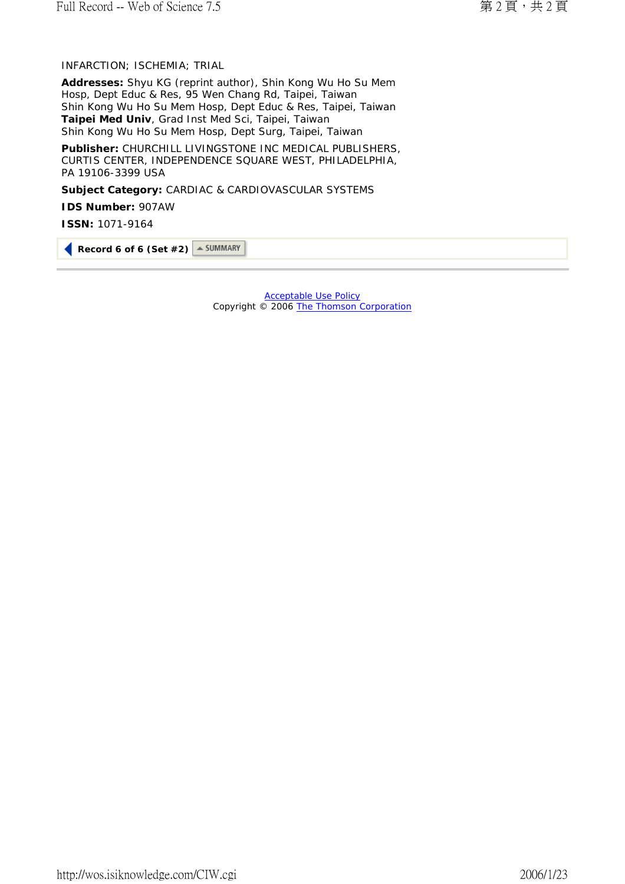INFARCTION; ISCHEMIA; TRIAL

**Addresses:** Shyu KG (reprint author), Shin Kong Wu Ho Su Mem Hosp, Dept Educ & Res, 95 Wen Chang Rd, Taipei, Taiwan
Shin Kong Wu Ho Su Mem Hosp, Dept Educ & Res, Taipei, Taiwan
**Taipei Med Univ**, Grad Inst Med Sci, Taipei, Taiwan
Shin Kong Wu Ho Su Mem Hosp, Dept Surg, Taipei, Taiwan

**Publisher:** CHURCHILL LIVINGSTONE INC MEDICAL PUBLISHERS, CURTIS CENTER, INDEPENDENCE SQUARE WEST, PHILADELPHIA, PA 19106-3399 USA

**Subject Category:** CARDIAC & CARDIOVASCULAR SYSTEMS

**IDS Number:** 907AW

**ISSN:** 1071-9164

**Record 6 of 6 (Set #2)** SUMMARY

Acceptable Use Policy
Copyright © 2006 The Thomson Corporation